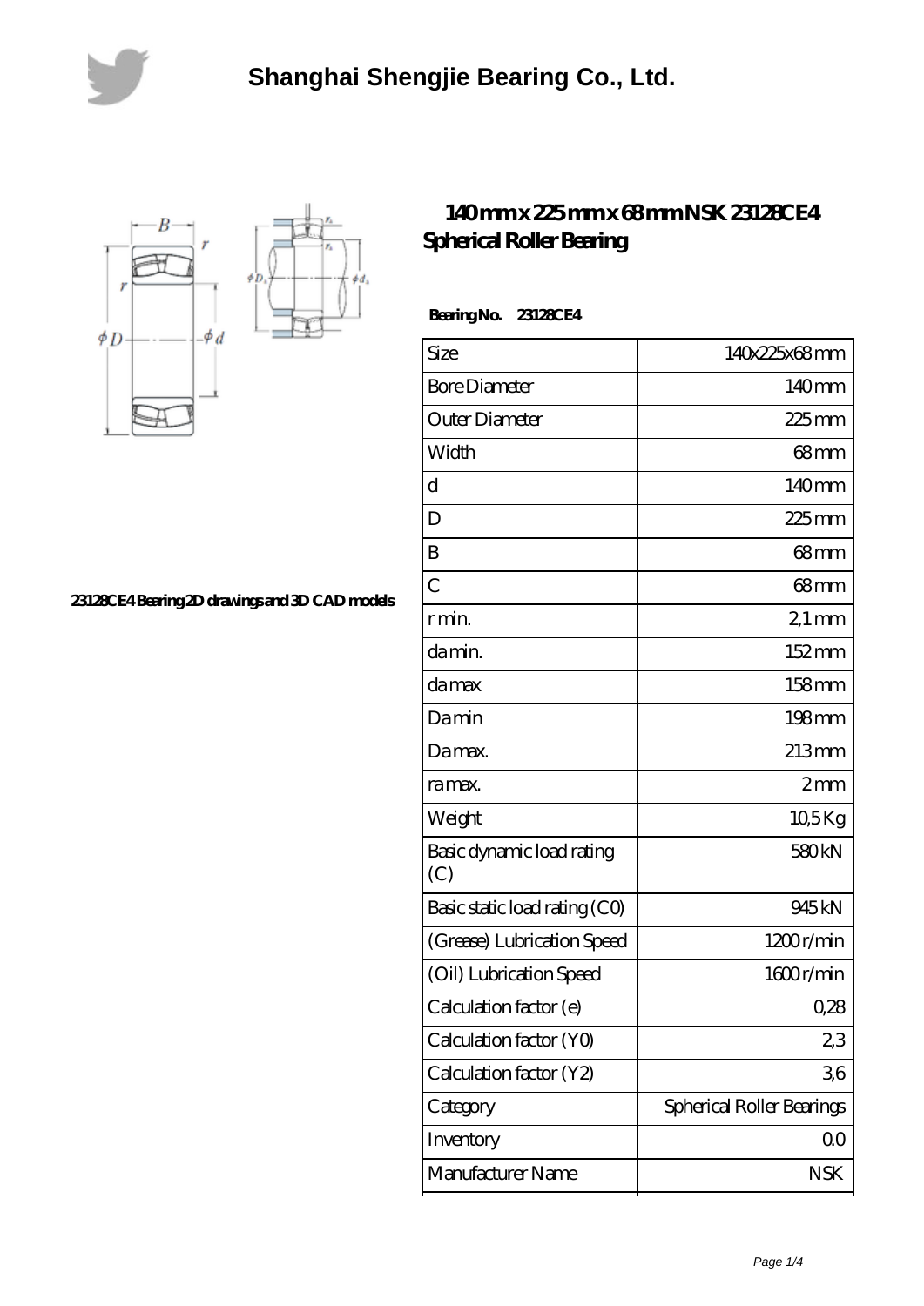# Shanghai Shengjie Bearing Co., Ltd.

23128CE4 Bearing 2D drawings and 3D CAD models

## 140 mm x 225 mm x 68 mm NSK 23128CE4 Spherical Roller Bearing

**Bearing No. 23128CE4**

| Size | 140x225x68 mm |
|---|---|
| Bore Diameter | 140 mm |
| Outer Diameter | 225 mm |
| Width | 68 mm |
| d | 140 mm |
| D | 225 mm |
| B | 68 mm |
| C | 68 mm |
| r min. | 2,1 mm |
| da min. | 152 mm |
| da max | 158 mm |
| Da min | 198 mm |
| Da max. | 213 mm |
| ra max. | 2 mm |
| Weight | 10,5 Kg |
| Basic dynamic load rating (C) | 580 kN |
| Basic static load rating (C0) | 945 kN |
| (Grease) Lubrication Speed | 1200 r/min |
| (Oil) Lubrication Speed | 1600 r/min |
| Calculation factor (e) | 0,28 |
| Calculation factor (Y0) | 2,3 |
| Calculation factor (Y2) | 3,6 |
| Category | Spherical Roller Bearings |
| Inventory | 0.0 |
| Manufacturer Name | NSK |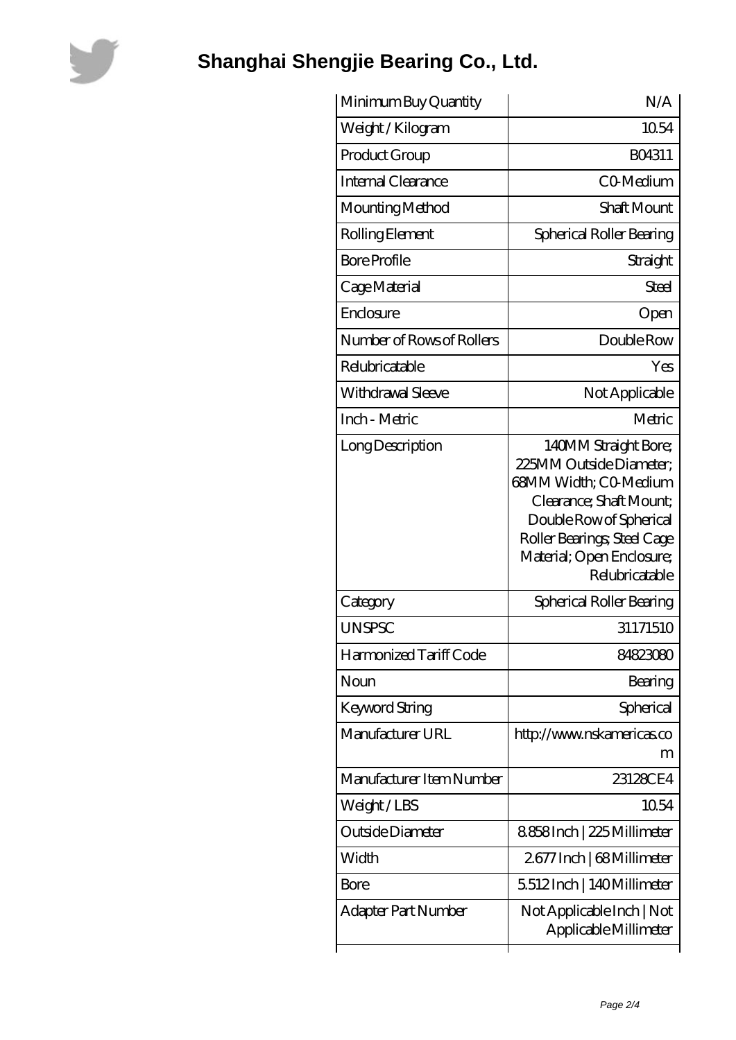# Shanghai Shengjie Bearing Co., Ltd.

| | |
|---|---|
| Minimum Buy Quantity | N/A |
| Weight / Kilogram | 10.54 |
| Product Group | B04311 |
| Internal Clearance | C0-Medium |
| Mounting Method | Shaft Mount |
| Rolling Element | Spherical Roller Bearing |
| Bore Profile | Straight |
| Cage Material | Steel |
| Enclosure | Open |
| Number of Rows of Rollers | Double Row |
| Relubricatable | Yes |
| Withdrawal Sleeve | Not Applicable |
| Inch - Metric | Metric |
| Long Description | 140MM Straight Bore; 225MM Outside Diameter; 68MM Width; C0-Medium Clearance; Shaft Mount; Double Row of Spherical Roller Bearings; Steel Cage Material; Open Enclosure; Relubricatable |
| Category | Spherical Roller Bearing |
| UNSPSC | 31171510 |
| Harmonized Tariff Code | 84823080 |
| Noun | Bearing |
| Keyword String | Spherical |
| Manufacturer URL | http://www.nskamericas.com |
| Manufacturer Item Number | 23128CE4 |
| Weight / LBS | 10.54 |
| Outside Diameter | 8.858 Inch \| 225 Millimeter |
| Width | 2.677 Inch \| 68 Millimeter |
| Bore | 5.512 Inch \| 140 Millimeter |
| Adapter Part Number | Not Applicable Inch \| Not Applicable Millimeter |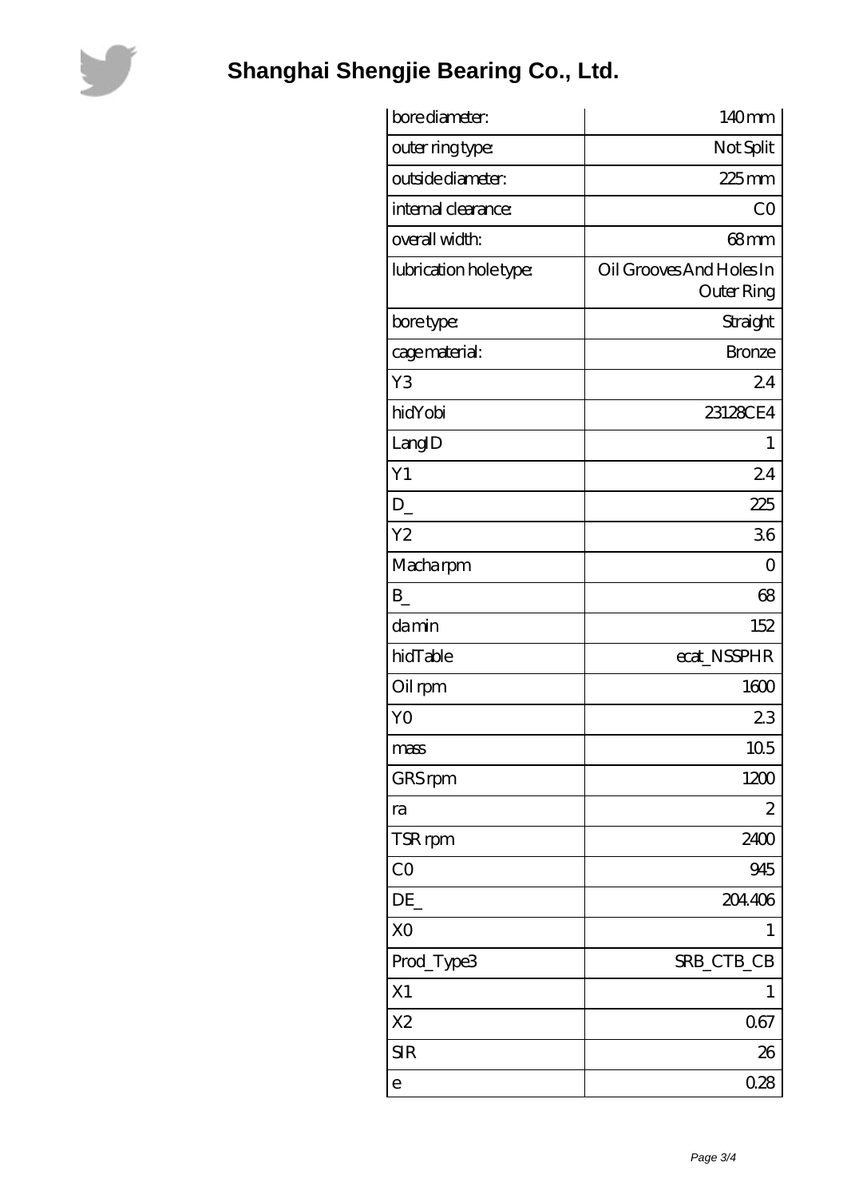## Shanghai Shengjie Bearing Co., Ltd.

| | |
|---|---|
| bore diameter: | 140 mm |
| outer ring type: | Not Split |
| outside diameter: | 225 mm |
| internal clearance: | C0 |
| overall width: | 68 mm |
| lubrication hole type: | Oil Grooves And Holes In Outer Ring |
| bore type: | Straight |
| cage material: | Bronze |
| Y3 | 2.4 |
| hidYobi | 23128CE4 |
| LangID | 1 |
| Y1 | 2.4 |
| D_ | 225 |
| Y2 | 3.6 |
| Macha rpm | 0 |
| B_ | 68 |
| da min | 152 |
| hidTable | ecat_NSSPHR |
| Oil rpm | 1600 |
| Y0 | 2.3 |
| mass | 10.5 |
| GRS rpm | 1200 |
| ra | 2 |
| TSR rpm | 2400 |
| C0 | 945 |
| DE_ | 204.406 |
| X0 | 1 |
| Prod_Type3 | SRB_CTB_CB |
| X1 | 1 |
| X2 | 0.67 |
| SIR | 26 |
| e | 0.28 |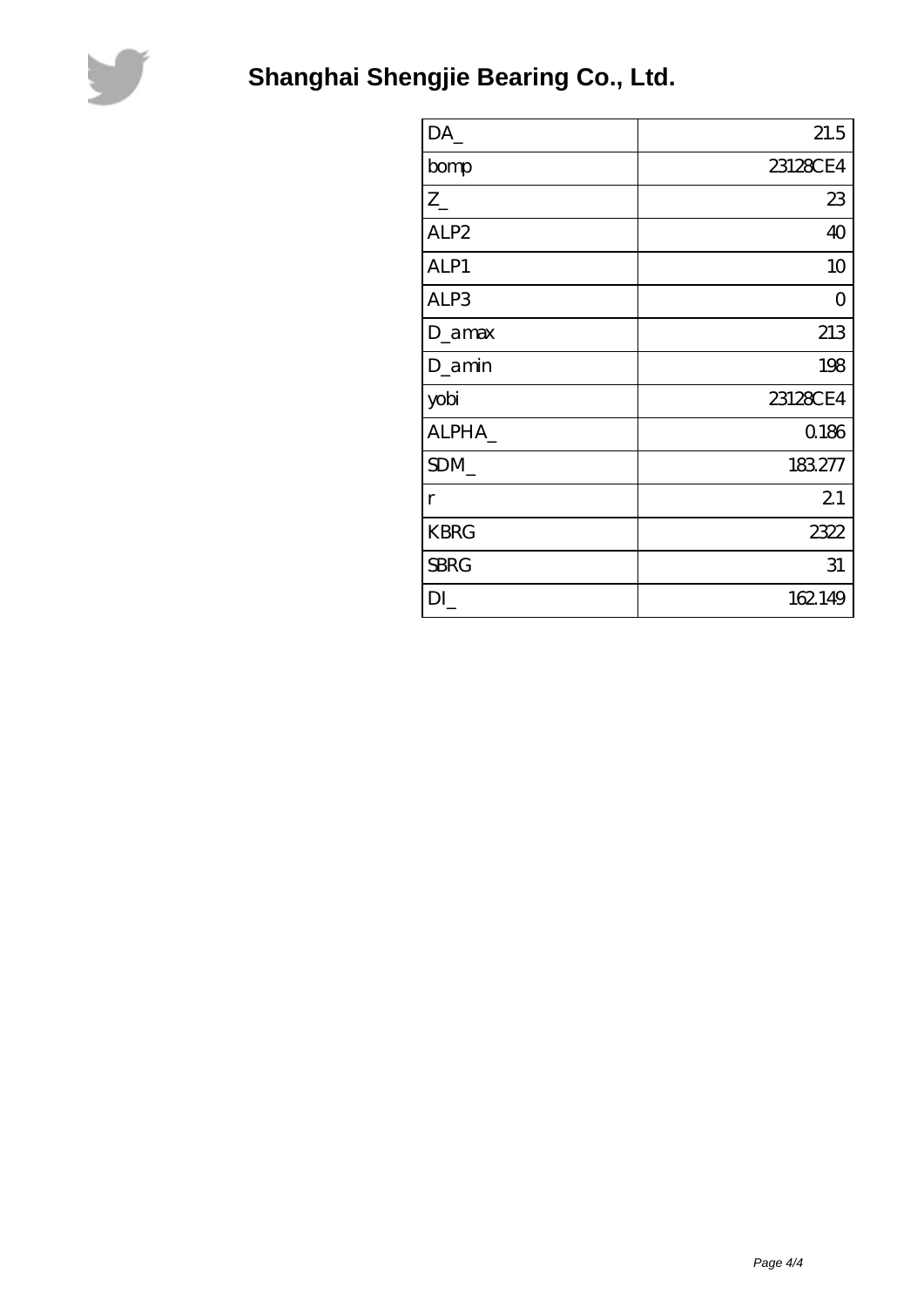| | |
|---|---|
| DA_ | 21.5 |
| bomp | 23128CE4 |
| Z_ | 23 |
| ALP2 | 40 |
| ALP1 | 10 |
| ALP3 | 0 |
| D_amax | 213 |
| D_amin | 198 |
| yobi | 23128CE4 |
| ALPHA_ | 0.186 |
| SDM_ | 183.277 |
| r | 2.1 |
| KBRG | 2322 |
| SBRG | 31 |
| DI_ | 162.149 |